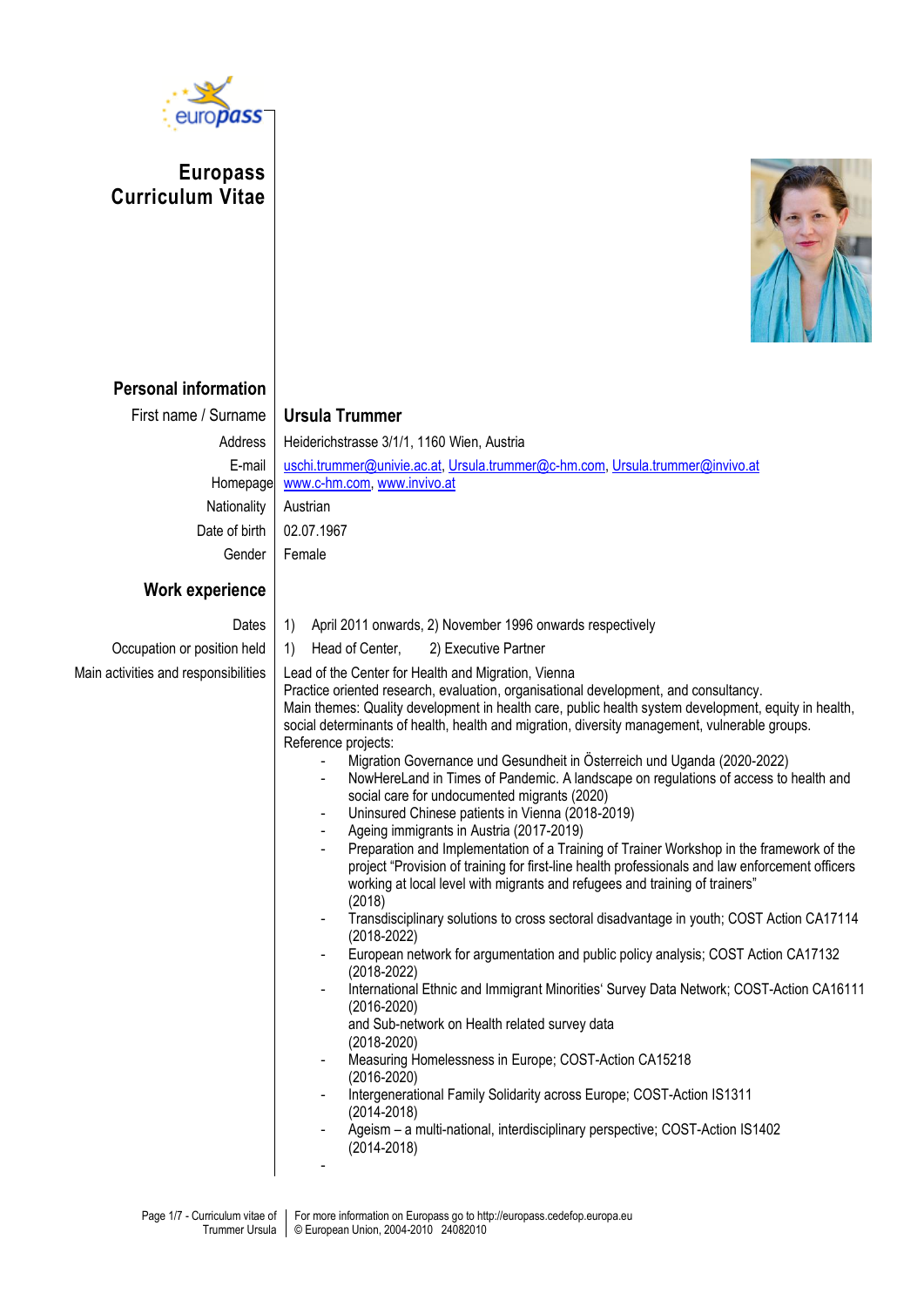# Europass Curriculum Vitae

## Personal information

| | |
|---|---|
| First name / Surname | **Ursula Trummer** |
| Address | Heiderichstrasse 3/1/1, 1160 Wien, Austria |
| E-mail | uschi.trummer@univie.ac.at, Ursula.trummer@c-hm.com, Ursula.trummer@invivo.at |
| Homepage | www.c-hm.com, www.invivo.at |
| Nationality | Austrian |
| Date of birth | 02.07.1967 |
| Gender | Female |

## Work experience

| | |
|---|---|
| Dates | 1) April 2011 onwards, 2) November 1996 onwards respectively |
| Occupation or position held | 1) Head of Center, 2) Executive Partner |

**Main activities and responsibilities**

Lead of the Center for Health and Migration, Vienna
Practice oriented research, evaluation, organisational development, and consultancy.
Main themes: Quality development in health care, public health system development, equity in health, social determinants of health, health and migration, diversity management, vulnerable groups.
Reference projects:

- Migration Governance und Gesundheit in Österreich und Uganda (2020-2022)
- NowHereLand in Times of Pandemic. A landscape on regulations of access to health and social care for undocumented migrants (2020)
- Uninsured Chinese patients in Vienna (2018-2019)
- Ageing immigrants in Austria (2017-2019)
- Preparation and Implementation of a Training of Trainer Workshop in the framework of the project "Provision of training for first-line health professionals and law enforcement officers working at local level with migrants and refugees and training of trainers" (2018)
- Transdisciplinary solutions to cross sectoral disadvantage in youth; COST Action CA17114 (2018-2022)
- European network for argumentation and public policy analysis; COST Action CA17132 (2018-2022)
- International Ethnic and Immigrant Minorities' Survey Data Network; COST-Action CA16111 (2016-2020)
  and Sub-network on Health related survey data
  (2018-2020)
- Measuring Homelessness in Europe; COST-Action CA15218 (2016-2020)
- Intergenerational Family Solidarity across Europe; COST-Action IS1311 (2014-2018)
- Ageism – a multi-national, interdisciplinary perspective; COST-Action IS1402 (2014-2018)
-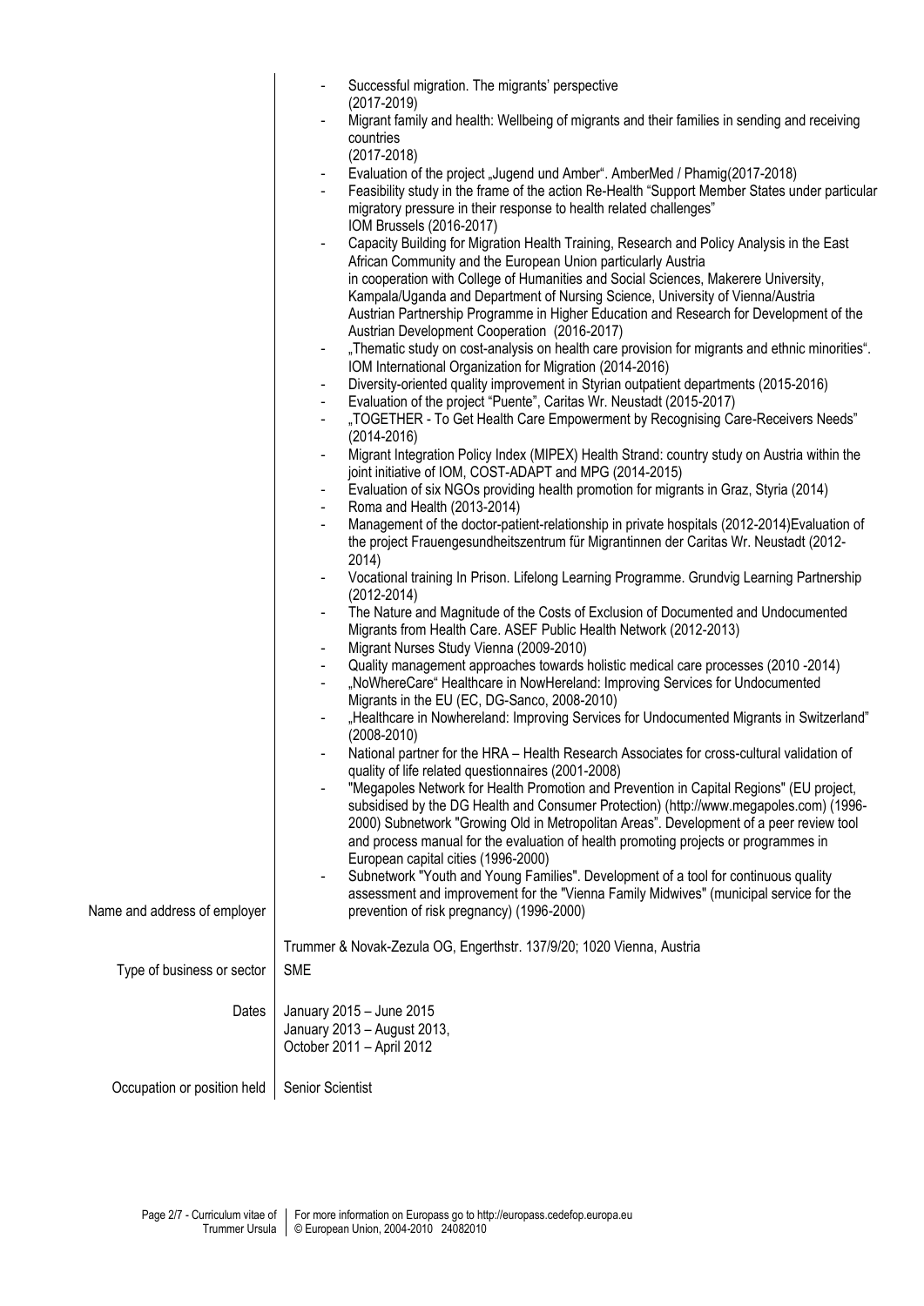- Successful migration. The migrants' perspective (2017-2019)
- Migrant family and health: Wellbeing of migrants and their families in sending and receiving countries (2017-2018)
- Evaluation of the project „Jugend und Amber". AmberMed / Phamig(2017-2018)
- Feasibility study in the frame of the action Re-Health "Support Member States under particular migratory pressure in their response to health related challenges" IOM Brussels (2016-2017)
- Capacity Building for Migration Health Training, Research and Policy Analysis in the East African Community and the European Union particularly Austria in cooperation with College of Humanities and Social Sciences, Makerere University, Kampala/Uganda and Department of Nursing Science, University of Vienna/Austria Austrian Partnership Programme in Higher Education and Research for Development of the Austrian Development Cooperation (2016-2017)
- „Thematic study on cost-analysis on health care provision for migrants and ethnic minorities". IOM International Organization for Migration (2014-2016)
- Diversity-oriented quality improvement in Styrian outpatient departments (2015-2016)
- Evaluation of the project "Puente", Caritas Wr. Neustadt (2015-2017)
- „TOGETHER - To Get Health Care Empowerment by Recognising Care-Receivers Needs" (2014-2016)
- Migrant Integration Policy Index (MIPEX) Health Strand: country study on Austria within the joint initiative of IOM, COST-ADAPT and MPG (2014-2015)
- Evaluation of six NGOs providing health promotion for migrants in Graz, Styria (2014)
- Roma and Health (2013-2014)
- Management of the doctor-patient-relationship in private hospitals (2012-2014)Evaluation of the project Frauengesundheitszentrum für Migrantinnen der Caritas Wr. Neustadt (2012-2014)
- Vocational training In Prison. Lifelong Learning Programme. Grundvig Learning Partnership (2012-2014)
- The Nature and Magnitude of the Costs of Exclusion of Documented and Undocumented Migrants from Health Care. ASEF Public Health Network (2012-2013)
- Migrant Nurses Study Vienna (2009-2010)
- Quality management approaches towards holistic medical care processes (2010 -2014)
- „NoWhereCare" Healthcare in NowHereland: Improving Services for Undocumented Migrants in the EU (EC, DG-Sanco, 2008-2010)
- „Healthcare in Nowhereland: Improving Services for Undocumented Migrants in Switzerland" (2008-2010)
- National partner for the HRA – Health Research Associates for cross-cultural validation of quality of life related questionnaires (2001-2008)
- "Megapoles Network for Health Promotion and Prevention in Capital Regions" (EU project, subsidised by the DG Health and Consumer Protection) (http://www.megapoles.com) (1996-2000) Subnetwork "Growing Old in Metropolitan Areas". Development of a peer review tool and process manual for the evaluation of health promoting projects or programmes in European capital cities (1996-2000)
- Subnetwork "Youth and Young Families". Development of a tool for continuous quality assessment and improvement for the "Vienna Family Midwives" (municipal service for the prevention of risk pregnancy) (1996-2000)

**Name and address of employer**
Trummer & Novak-Zezula OG, Engerthstr. 137/9/20; 1020 Vienna, Austria

**Type of business or sector**
SME

**Dates**
January 2015 – June 2015
January 2013 – August 2013,
October 2011 – April 2012

**Occupation or position held**
Senior Scientist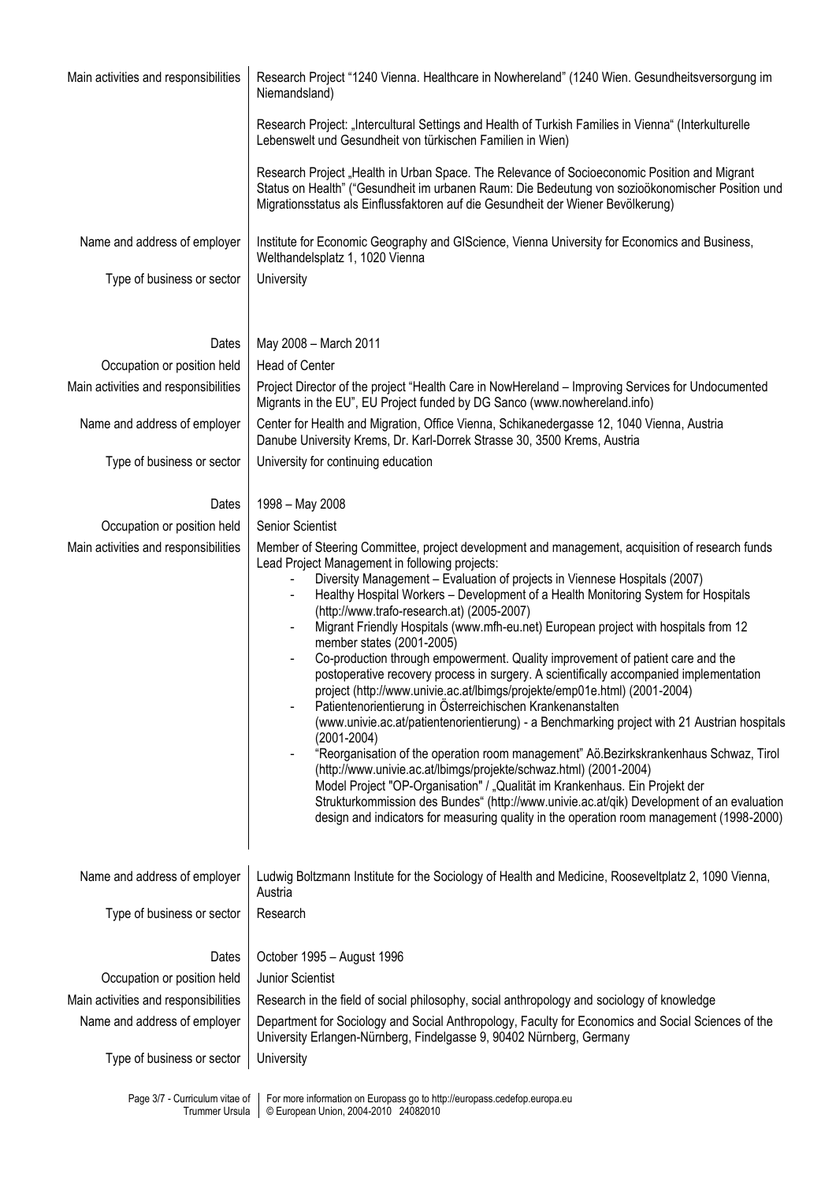| | |
|---|---|
| Main activities and responsibilities | Research Project "1240 Vienna. Healthcare in Nowhereland" (1240 Wien. Gesundheitsversorgung im Niemandsland) |
| | Research Project: „Intercultural Settings and Health of Turkish Families in Vienna" (Interkulturelle Lebenswelt und Gesundheit von türkischen Familien in Wien) |
| | Research Project „Health in Urban Space. The Relevance of Socioeconomic Position and Migrant Status on Health" ("Gesundheit im urbanen Raum: Die Bedeutung von sozioökonomischer Position und Migrationsstatus als Einflussfaktoren auf die Gesundheit der Wiener Bevölkerung) |
| Name and address of employer | Institute for Economic Geography and GIScience, Vienna University for Economics and Business, Welthandelsplatz 1, 1020 Vienna |
| Type of business or sector | University |
| | |
| Dates | May 2008 – March 2011 |
| Occupation or position held | Head of Center |
| Main activities and responsibilities | Project Director of the project "Health Care in NowHereland – Improving Services for Undocumented Migrants in the EU", EU Project funded by DG Sanco (www.nowhereland.info) |
| Name and address of employer | Center for Health and Migration, Office Vienna, Schikanedergasse 12, 1040 Vienna, Austria<br>Danube University Krems, Dr. Karl-Dorrek Strasse 30, 3500 Krems, Austria |
| Type of business or sector | University for continuing education |
| | |
| Dates | 1998 – May 2008 |
| Occupation or position held | Senior Scientist |
| Main activities and responsibilities | Member of Steering Committee, project development and management, acquisition of research funds<br>Lead Project Management in following projects:<br>- Diversity Management – Evaluation of projects in Viennese Hospitals (2007)<br>- Healthy Hospital Workers – Development of a Health Monitoring System for Hospitals (http://www.trafo-research.at) (2005-2007)<br>- Migrant Friendly Hospitals (www.mfh-eu.net) European project with hospitals from 12 member states (2001-2005)<br>- Co-production through empowerment. Quality improvement of patient care and the postoperative recovery process in surgery. A scientifically accompanied implementation project (http://www.univie.ac.at/lbimgs/projekte/emp01e.html) (2001-2004)<br>- Patientenorientierung in Österreichischen Krankenanstalten (www.univie.ac.at/patientenorientierung) - a Benchmarking project with 21 Austrian hospitals (2001-2004)<br>- "Reorganisation of the operation room management" Aö.Bezirkskrankenhaus Schwaz, Tirol (http://www.univie.ac.at/lbimgs/projekte/schwaz.html) (2001-2004)<br>Model Project "OP-Organisation" / „Qualität im Krankenhaus. Ein Projekt der Strukturkommission des Bundes" (http://www.univie.ac.at/qik) Development of an evaluation design and indicators for measuring quality in the operation room management (1998-2000) |
| Name and address of employer | Ludwig Boltzmann Institute for the Sociology of Health and Medicine, Rooseveltplatz 2, 1090 Vienna, Austria |
| Type of business or sector | Research |
| | |
| Dates | October 1995 – August 1996 |
| Occupation or position held | Junior Scientist |
| Main activities and responsibilities | Research in the field of social philosophy, social anthropology and sociology of knowledge |
| Name and address of employer | Department for Sociology and Social Anthropology, Faculty for Economics and Social Sciences of the University Erlangen-Nürnberg, Findelgasse 9, 90402 Nürnberg, Germany |
| Type of business or sector | University |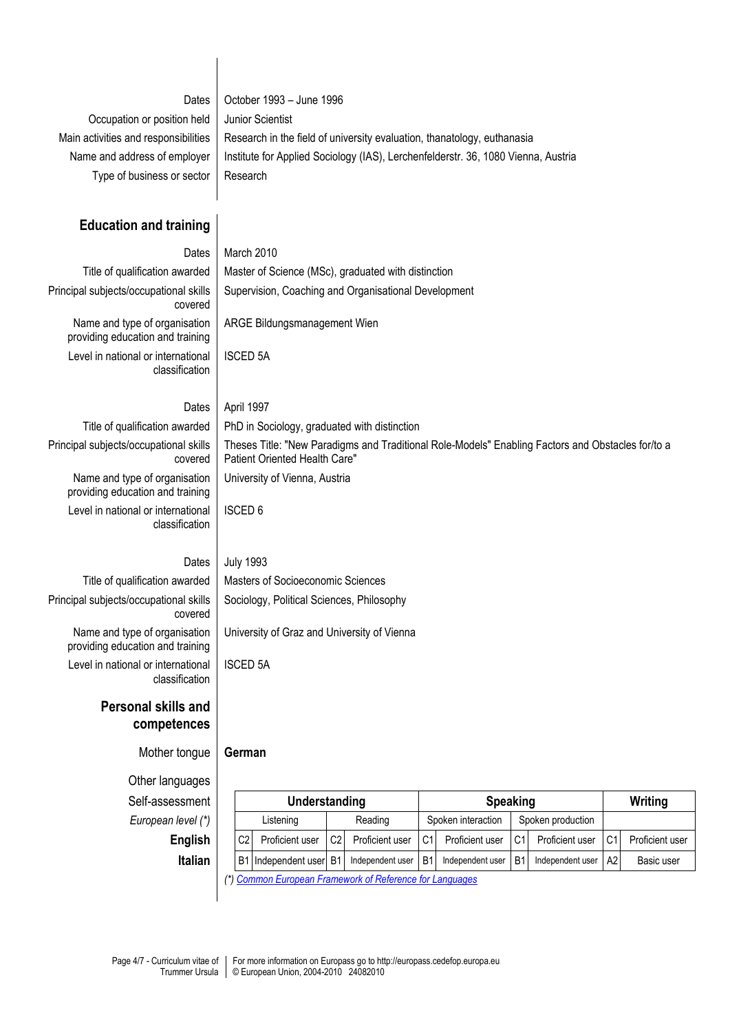| | |
|---|---|
| Dates | October 1993 – June 1996 |
| Occupation or position held | Junior Scientist |
| Main activities and responsibilities | Research in the field of university evaluation, thanatology, euthanasia |
| Name and address of employer | Institute for Applied Sociology (IAS), Lerchenfelderstr. 36, 1080 Vienna, Austria |
| Type of business or sector | Research |

## Education and training

| | |
|---|---|
| Dates | March 2010 |
| Title of qualification awarded | Master of Science (MSc), graduated with distinction |
| Principal subjects/occupational skills covered | Supervision, Coaching and Organisational Development |
| Name and type of organisation providing education and training | ARGE Bildungsmanagement Wien |
| Level in national or international classification | ISCED 5A |

| | |
|---|---|
| Dates | April 1997 |
| Title of qualification awarded | PhD in Sociology, graduated with distinction |
| Principal subjects/occupational skills covered | Theses Title: "New Paradigms and Traditional Role-Models" Enabling Factors and Obstacles for/to a Patient Oriented Health Care" |
| Name and type of organisation providing education and training | University of Vienna, Austria |
| Level in national or international classification | ISCED 6 |

| | |
|---|---|
| Dates | July 1993 |
| Title of qualification awarded | Masters of Socioeconomic Sciences |
| Principal subjects/occupational skills covered | Sociology, Political Sciences, Philosophy |
| Name and type of organisation providing education and training | University of Graz and University of Vienna |
| Level in national or international classification | ISCED 5A |

## Personal skills and competences

Mother tongue: **German**

Other languages

| Self-assessment | Understanding | | | | Speaking | | | | Writing | |
|---|---|---|---|---|---|---|---|---|---|---|
| *European level (\*)* | Listening | | Reading | | Spoken interaction | | Spoken production | | | |
| **English** | C2 | Proficient user | C2 | Proficient user | C1 | Proficient user | C1 | Proficient user | C1 | Proficient user |
| **Italian** | B1 | Independent user | B1 | Independent user | B1 | Independent user | B1 | Independent user | A2 | Basic user |

*(\*) Common European Framework of Reference for Languages*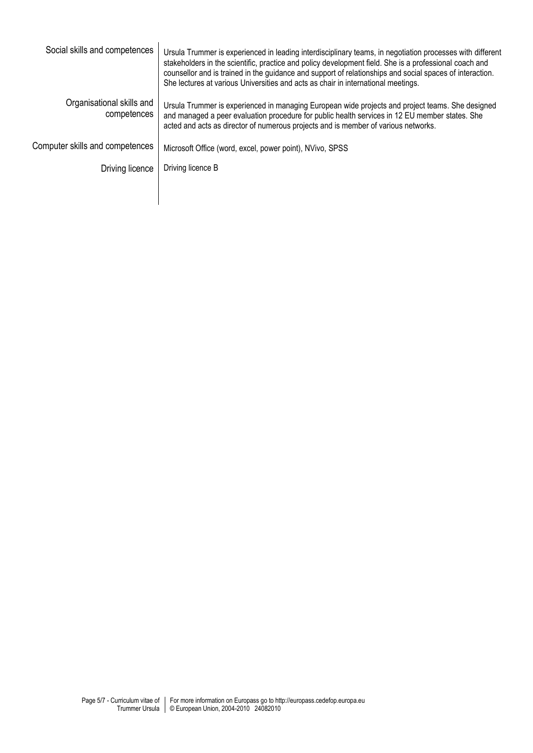**Social skills and competences**

Ursula Trummer is experienced in leading interdisciplinary teams, in negotiation processes with different stakeholders in the scientific, practice and policy development field. She is a professional coach and counsellor and is trained in the guidance and support of relationships and social spaces of interaction. She lectures at various Universities and acts as chair in international meetings.

**Organisational skills and competences**

Ursula Trummer is experienced in managing European wide projects and project teams. She designed and managed a peer evaluation procedure for public health services in 12 EU member states. She acted and acts as director of numerous projects and is member of various networks.

**Computer skills and competences**

Microsoft Office (word, excel, power point), NVivo, SPSS

**Driving licence**

Driving licence B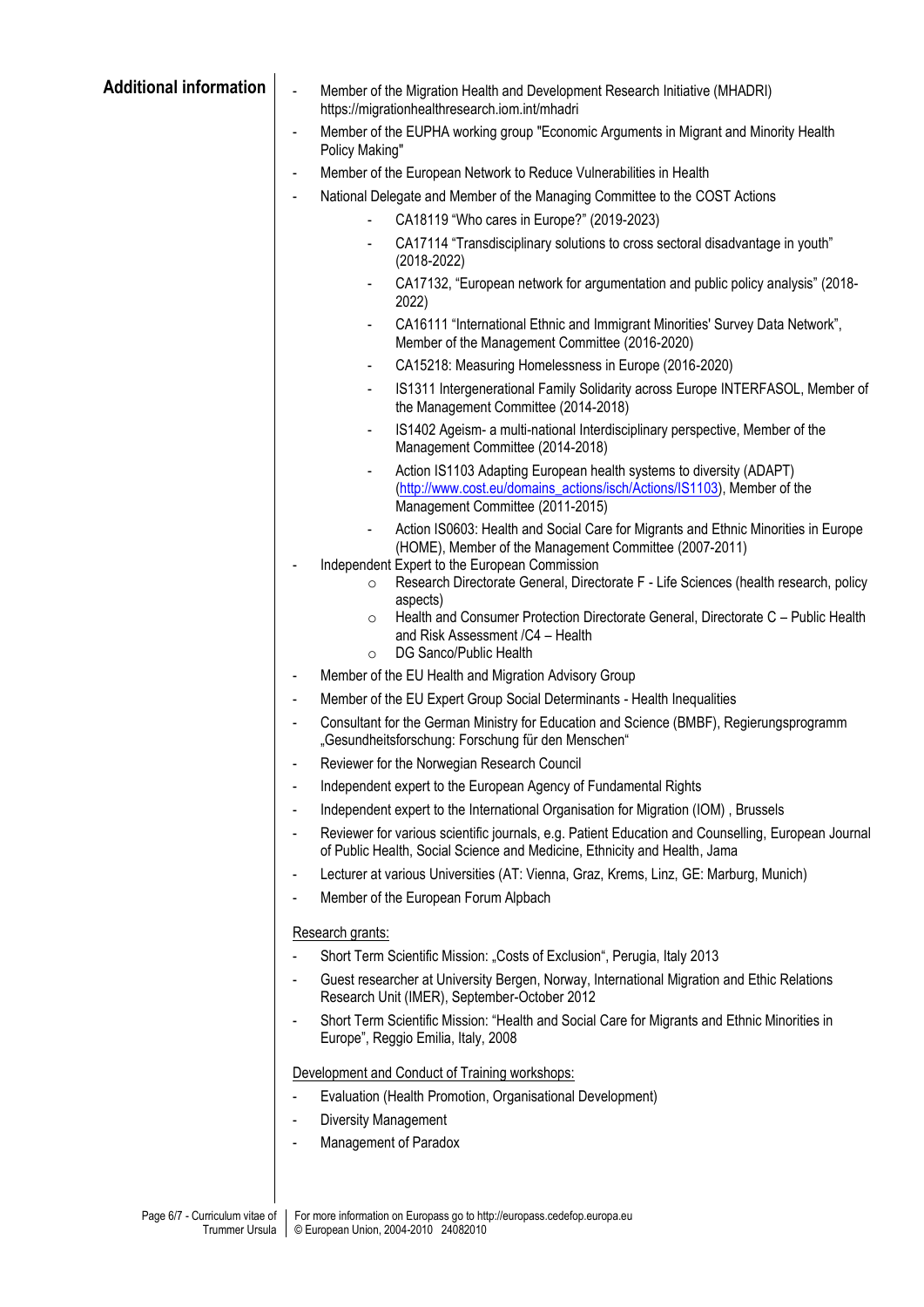## Additional information

- Member of the Migration Health and Development Research Initiative (MHADRI) https://migrationhealthresearch.iom.int/mhadri
- Member of the EUPHA working group "Economic Arguments in Migrant and Minority Health Policy Making"
- Member of the European Network to Reduce Vulnerabilities in Health
- National Delegate and Member of the Managing Committee to the COST Actions
  - CA18119 "Who cares in Europe?" (2019-2023)
  - CA17114 "Transdisciplinary solutions to cross sectoral disadvantage in youth" (2018-2022)
  - CA17132, "European network for argumentation and public policy analysis" (2018-2022)
  - CA16111 "International Ethnic and Immigrant Minorities' Survey Data Network", Member of the Management Committee (2016-2020)
  - CA15218: Measuring Homelessness in Europe (2016-2020)
  - IS1311 Intergenerational Family Solidarity across Europe INTERFASOL, Member of the Management Committee (2014-2018)
  - IS1402 Ageism- a multi-national Interdisciplinary perspective, Member of the Management Committee (2014-2018)
  - Action IS1103 Adapting European health systems to diversity (ADAPT) (http://www.cost.eu/domains_actions/isch/Actions/IS1103), Member of the Management Committee (2011-2015)
  - Action IS0603: Health and Social Care for Migrants and Ethnic Minorities in Europe (HOME), Member of the Management Committee (2007-2011)
- Independent Expert to the European Commission
  - Research Directorate General, Directorate F - Life Sciences (health research, policy aspects)
  - Health and Consumer Protection Directorate General, Directorate C – Public Health and Risk Assessment /C4 – Health
  - DG Sanco/Public Health
- Member of the EU Health and Migration Advisory Group
- Member of the EU Expert Group Social Determinants - Health Inequalities
- Consultant for the German Ministry for Education and Science (BMBF), Regierungsprogramm „Gesundheitsforschung: Forschung für den Menschen"
- Reviewer for the Norwegian Research Council
- Independent expert to the European Agency of Fundamental Rights
- Independent expert to the International Organisation for Migration (IOM) , Brussels
- Reviewer for various scientific journals, e.g. Patient Education and Counselling, European Journal of Public Health, Social Science and Medicine, Ethnicity and Health, Jama
- Lecturer at various Universities (AT: Vienna, Graz, Krems, Linz, GE: Marburg, Munich)
- Member of the European Forum Alpbach

Research grants:

- Short Term Scientific Mission: „Costs of Exclusion", Perugia, Italy 2013
- Guest researcher at University Bergen, Norway, International Migration and Ethic Relations Research Unit (IMER), September-October 2012
- Short Term Scientific Mission: "Health and Social Care for Migrants and Ethnic Minorities in Europe", Reggio Emilia, Italy, 2008

Development and Conduct of Training workshops:

- Evaluation (Health Promotion, Organisational Development)
- Diversity Management
- Management of Paradox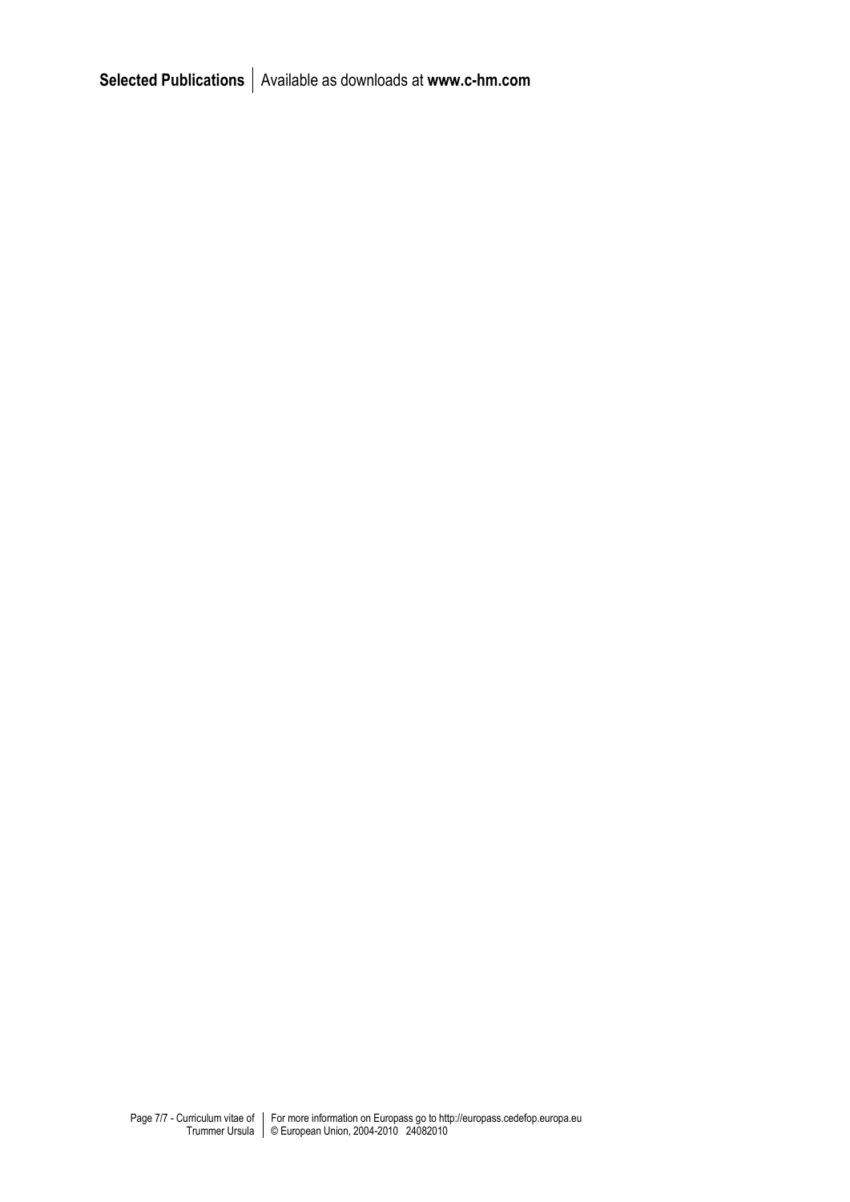**Selected Publications** | Available as downloads at **www.c-hm.com**